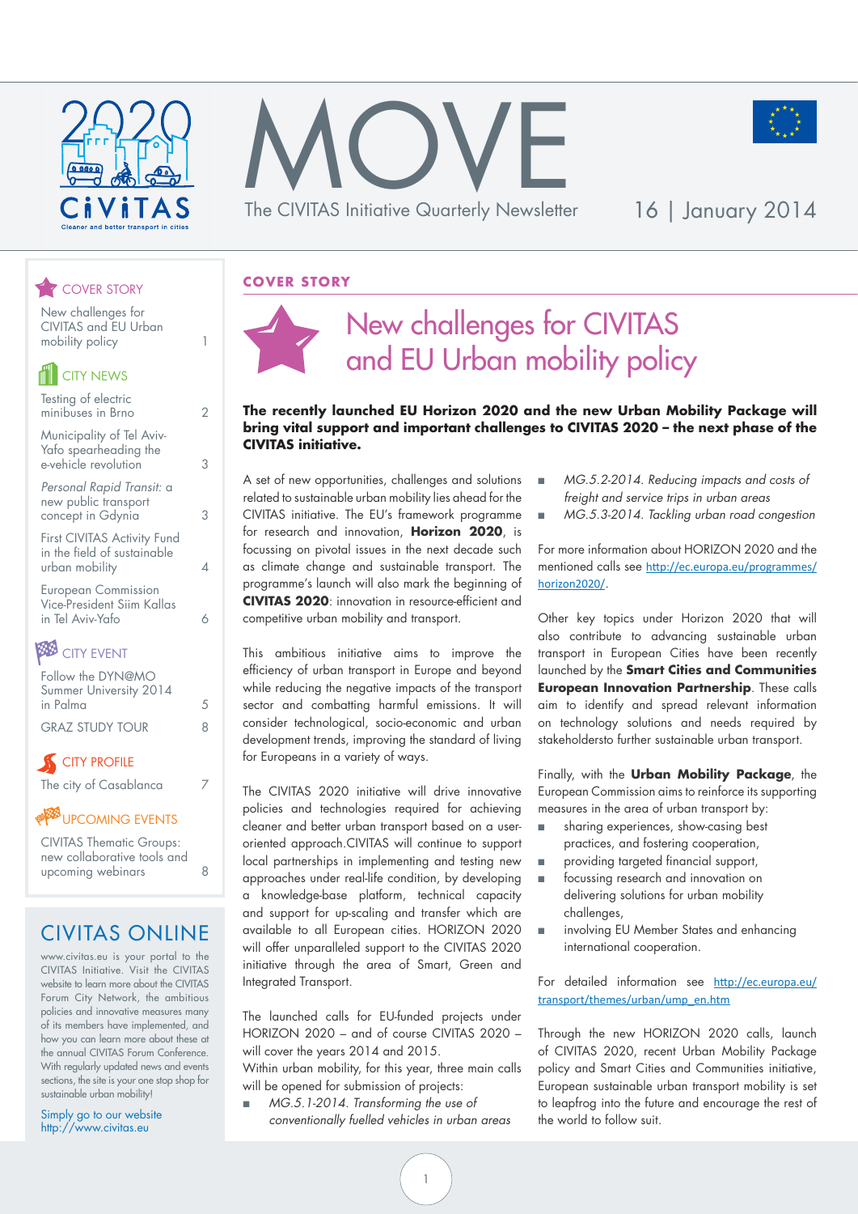# MOVE

The CIVITAS Initiative Quarterly Newsletter

16 | January 2014

**COVER STORY**

New challenges for CIVITAS and EU Urban mobility policy — 1

**CITY NEWS**

Testing of electric minibuses in Brno — 2

Municipality of Tel Aviv-Yafo spearheading the e-vehicle revolution — 3

*Personal Rapid Transit:* a new public transport concept in Gdynia — 3

First CIVITAS Activity Fund in the field of sustainable urban mobility — 4

European Commission Vice-President Siim Kallas in Tel Aviv-Yafo — 6

**CITY EVENT**

Follow the DYN@MO Summer University 2014 in Palma — 5

GRAZ STUDY TOUR — 8

**CITY PROFILE**

The city of Casablanca — 7

**UPCOMING EVENTS**

CIVITAS Thematic Groups: new collaborative tools and upcoming webinars — 8

## CIVITAS ONLINE

www.civitas.eu is your portal to the CIVITAS Initiative. Visit the CIVITAS website to learn more about the CIVITAS Forum City Network, the ambitious policies and innovative measures many of its members have implemented, and how you can learn more about these at the annual CIVITAS Forum Conference. With regularly updated news and events sections, the site is your one stop shop for sustainable urban mobility!

Simply go to our website http://www.civitas.eu

**COVER STORY**

# New challenges for CIVITAS and EU Urban mobility policy

**The recently launched EU Horizon 2020 and the new Urban Mobility Package will bring vital support and important challenges to CIVITAS 2020 – the next phase of the CIVITAS initiative.**

A set of new opportunities, challenges and solutions related to sustainable urban mobility lies ahead for the CIVITAS initiative. The EU's framework programme for research and innovation, **Horizon 2020**, is focussing on pivotal issues in the next decade such as climate change and sustainable transport. The programme's launch will also mark the beginning of **CIVITAS 2020**: innovation in resource-efficient and competitive urban mobility and transport.

This ambitious initiative aims to improve the efficiency of urban transport in Europe and beyond while reducing the negative impacts of the transport sector and combatting harmful emissions. It will consider technological, socio-economic and urban development trends, improving the standard of living for Europeans in a variety of ways.

The CIVITAS 2020 initiative will drive innovative policies and technologies required for achieving cleaner and better urban transport based on a user-oriented approach.CIVITAS will continue to support local partnerships in implementing and testing new approaches under real-life condition, by developing a knowledge-base platform, technical capacity and support for up-scaling and transfer which are available to all European cities. HORIZON 2020 will offer unparalleled support to the CIVITAS 2020 initiative through the area of Smart, Green and Integrated Transport.

The launched calls for EU-funded projects under HORIZON 2020 – and of course CIVITAS 2020 – will cover the years 2014 and 2015.
Within urban mobility, for this year, three main calls will be opened for submission of projects:

- *MG.5.1-2014. Transforming the use of conventionally fuelled vehicles in urban areas*
- *MG.5.2-2014. Reducing impacts and costs of freight and service trips in urban areas*
- *MG.5.3-2014. Tackling urban road congestion*

For more information about HORIZON 2020 and the mentioned calls see http://ec.europa.eu/programmes/horizon2020/.

Other key topics under Horizon 2020 that will also contribute to advancing sustainable urban transport in European Cities have been recently launched by the **Smart Cities and Communities European Innovation Partnership**. These calls aim to identify and spread relevant information on technology solutions and needs required by stakeholdersto further sustainable urban transport.

Finally, with the **Urban Mobility Package**, the European Commission aims to reinforce its supporting measures in the area of urban transport by:

- sharing experiences, show-casing best practices, and fostering cooperation,
- providing targeted financial support,
- focussing research and innovation on delivering solutions for urban mobility challenges,
- involving EU Member States and enhancing international cooperation.

For detailed information see http://ec.europa.eu/transport/themes/urban/ump_en.htm

Through the new HORIZON 2020 calls, launch of CIVITAS 2020, recent Urban Mobility Package policy and Smart Cities and Communities initiative, European sustainable urban transport mobility is set to leapfrog into the future and encourage the rest of the world to follow suit.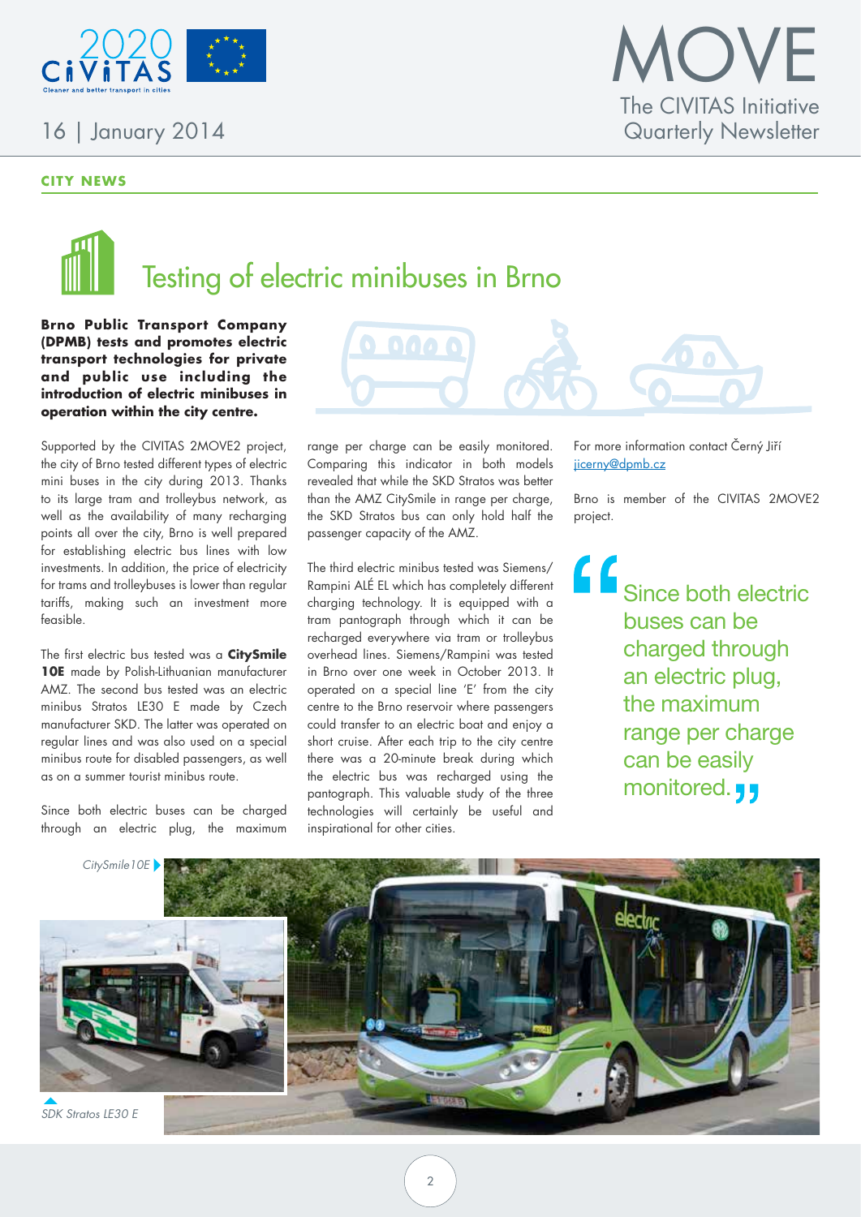## CITY NEWS

# Testing of electric minibuses in Brno

**Brno Public Transport Company (DPMB) tests and promotes electric transport technologies for private and public use including the introduction of electric minibuses in operation within the city centre.**

Supported by the CIVITAS 2MOVE2 project, the city of Brno tested different types of electric mini buses in the city during 2013. Thanks to its large tram and trolleybus network, as well as the availability of many recharging points all over the city, Brno is well prepared for establishing electric bus lines with low investments. In addition, the price of electricity for trams and trolleybuses is lower than regular tariffs, making such an investment more feasible.

The first electric bus tested was a **CitySmile 10E** made by Polish-Lithuanian manufacturer AMZ. The second bus tested was an electric minibus Stratos LE30 E made by Czech manufacturer SKD. The latter was operated on regular lines and was also used on a special minibus route for disabled passengers, as well as on a summer tourist minibus route.

Since both electric buses can be charged through an electric plug, the maximum range per charge can be easily monitored. Comparing this indicator in both models revealed that while the SKD Stratos was better than the AMZ CitySmile in range per charge, the SKD Stratos bus can only hold half the passenger capacity of the AMZ.

The third electric minibus tested was Siemens/Rampini ALÉ EL which has completely different charging technology. It is equipped with a tram pantograph through which it can be recharged everywhere via tram or trolleybus overhead lines. Siemens/Rampini was tested in Brno over one week in October 2013. It operated on a special line 'E' from the city centre to the Brno reservoir where passengers could transfer to an electric boat and enjoy a short cruise. After each trip to the city centre there was a 20-minute break during which the electric bus was recharged using the pantograph. This valuable study of the three technologies will certainly be useful and inspirational for other cities.

For more information contact Černý Jiří jicerny@dpmb.cz

Brno is member of the CIVITAS 2MOVE2 project.

> "Since both electric buses can be charged through an electric plug, the maximum range per charge can be easily monitored."

*CitySmile10E*

*SDK Stratos LE30 E*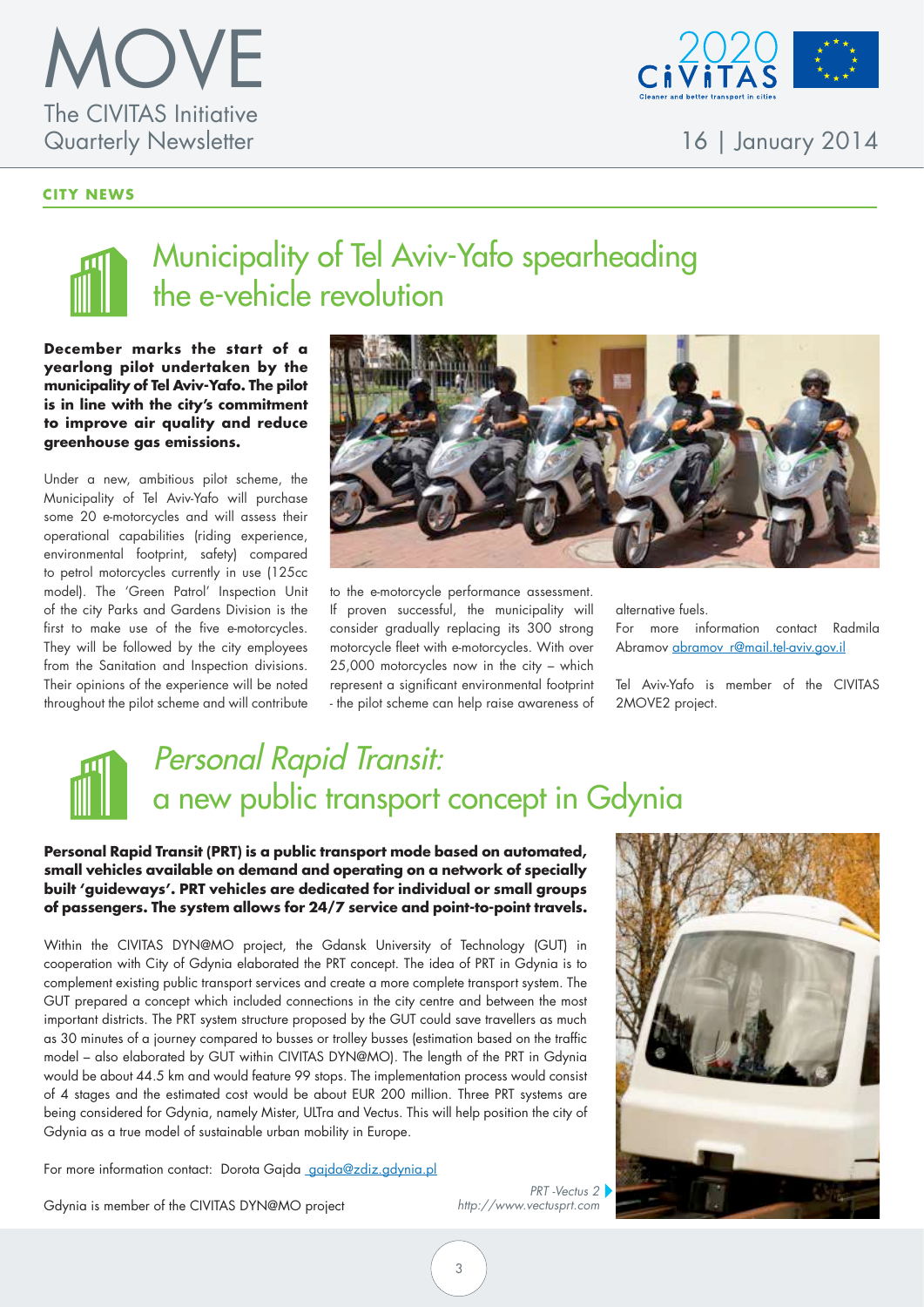## CITY NEWS

# Municipality of Tel Aviv-Yafo spearheading the e-vehicle revolution

**December marks the start of a yearlong pilot undertaken by the municipality of Tel Aviv-Yafo. The pilot is in line with the city's commitment to improve air quality and reduce greenhouse gas emissions.**

Under a new, ambitious pilot scheme, the Municipality of Tel Aviv-Yafo will purchase some 20 e-motorcycles and will assess their operational capabilities (riding experience, environmental footprint, safety) compared to petrol motorcycles currently in use (125cc model). The 'Green Patrol' Inspection Unit of the city Parks and Gardens Division is the first to make use of the five e-motorcycles. They will be followed by the city employees from the Sanitation and Inspection divisions. Their opinions of the experience will be noted throughout the pilot scheme and will contribute to the e-motorcycle performance assessment. If proven successful, the municipality will consider gradually replacing its 300 strong motorcycle fleet with e-motorcycles. With over 25,000 motorcycles now in the city – which represent a significant environmental footprint - the pilot scheme can help raise awareness of alternative fuels.

For more information contact Radmila Abramov abramov_r@mail.tel-aviv.gov.il

Tel Aviv-Yafo is member of the CIVITAS 2MOVE2 project.

# *Personal Rapid Transit:* a new public transport concept in Gdynia

**Personal Rapid Transit (PRT) is a public transport mode based on automated, small vehicles available on demand and operating on a network of specially built 'guideways'. PRT vehicles are dedicated for individual or small groups of passengers. The system allows for 24/7 service and point-to-point travels.**

Within the CIVITAS DYN@MO project, the Gdansk University of Technology (GUT) in cooperation with City of Gdynia elaborated the PRT concept. The idea of PRT in Gdynia is to complement existing public transport services and create a more complete transport system. The GUT prepared a concept which included connections in the city centre and between the most important districts. The PRT system structure proposed by the GUT could save travellers as much as 30 minutes of a journey compared to busses or trolley busses (estimation based on the traffic model – also elaborated by GUT within CIVITAS DYN@MO). The length of the PRT in Gdynia would be about 44.5 km and would feature 99 stops. The implementation process would consist of 4 stages and the estimated cost would be about EUR 200 million. Three PRT systems are being considered for Gdynia, namely Mister, ULTra and Vectus. This will help position the city of Gdynia as a true model of sustainable urban mobility in Europe.

For more information contact: Dorota Gajda gajda@zdiz.gdynia.pl

Gdynia is member of the CIVITAS DYN@MO project

*PRT -Vectus 2*
*http://www.vectusprt.com*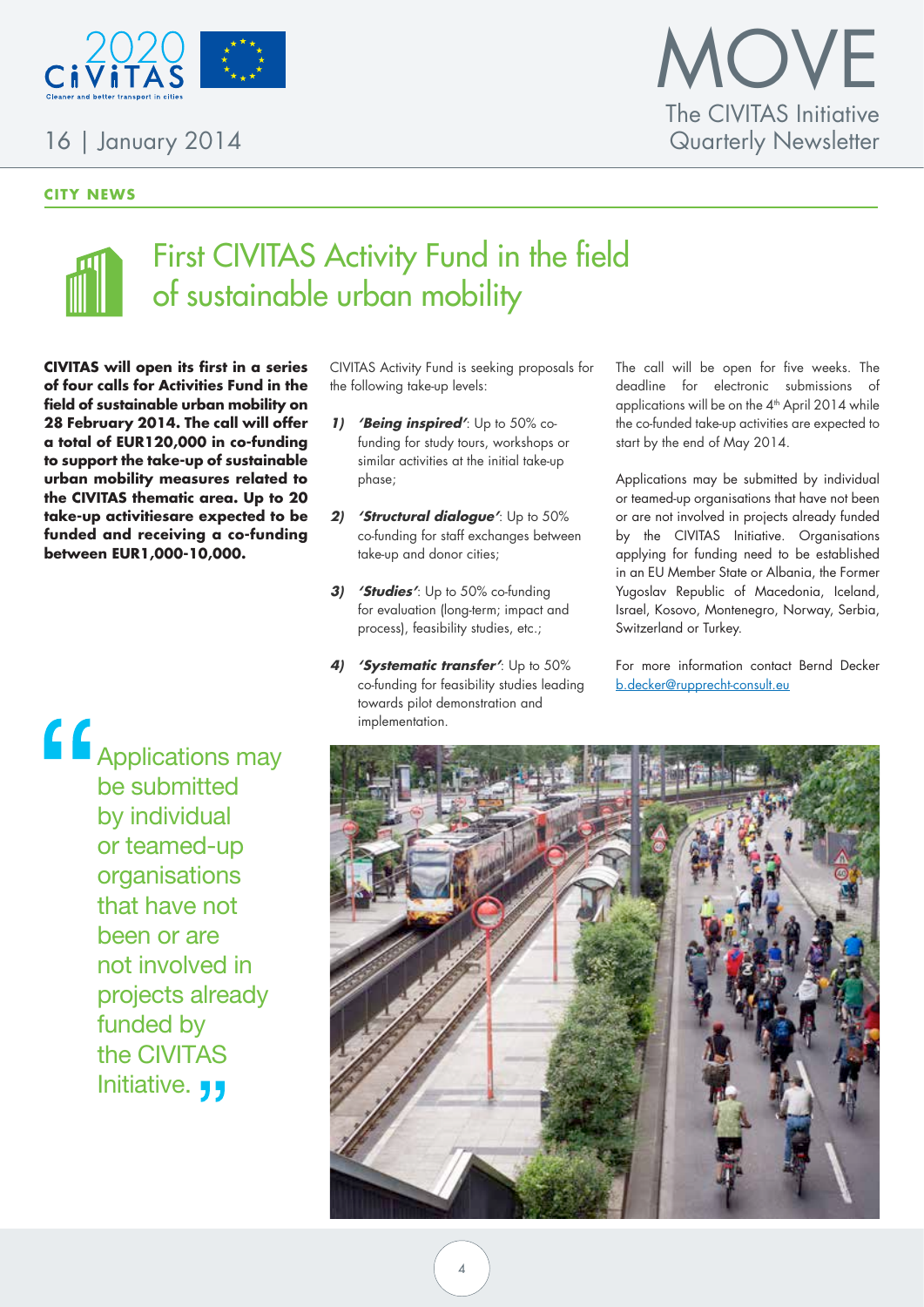**CITY NEWS**

# First CIVITAS Activity Fund in the field of sustainable urban mobility

**CIVITAS will open its first in a series of four calls for Activities Fund in the field of sustainable urban mobility on 28 February 2014. The call will offer a total of EUR120,000 in co-funding to support the take-up of sustainable urban mobility measures related to the CIVITAS thematic area. Up to 20 take-up activitiesare expected to be funded and receiving a co-funding between EUR1,000-10,000.**

> "Applications may be submitted by individual or teamed-up organisations that have not been or are not involved in projects already funded by the CIVITAS Initiative."

CIVITAS Activity Fund is seeking proposals for the following take-up levels:

1) ***'Being inspired'***: Up to 50% co-funding for study tours, workshops or similar activities at the initial take-up phase;
2) ***'Structural dialogue'***: Up to 50% co-funding for staff exchanges between take-up and donor cities;
3) ***'Studies'***: Up to 50% co-funding for evaluation (long-term; impact and process), feasibility studies, etc.;
4) ***'Systematic transfer'***: Up to 50% co-funding for feasibility studies leading towards pilot demonstration and implementation.

The call will be open for five weeks. The deadline for electronic submissions of applications will be on the 4th April 2014 while the co-funded take-up activities are expected to start by the end of May 2014.

Applications may be submitted by individual or teamed-up organisations that have not been or are not involved in projects already funded by the CIVITAS Initiative. Organisations applying for funding need to be established in an EU Member State or Albania, the Former Yugoslav Republic of Macedonia, Iceland, Israel, Kosovo, Montenegro, Norway, Serbia, Switzerland or Turkey.

For more information contact Bernd Decker b.decker@rupprecht-consult.eu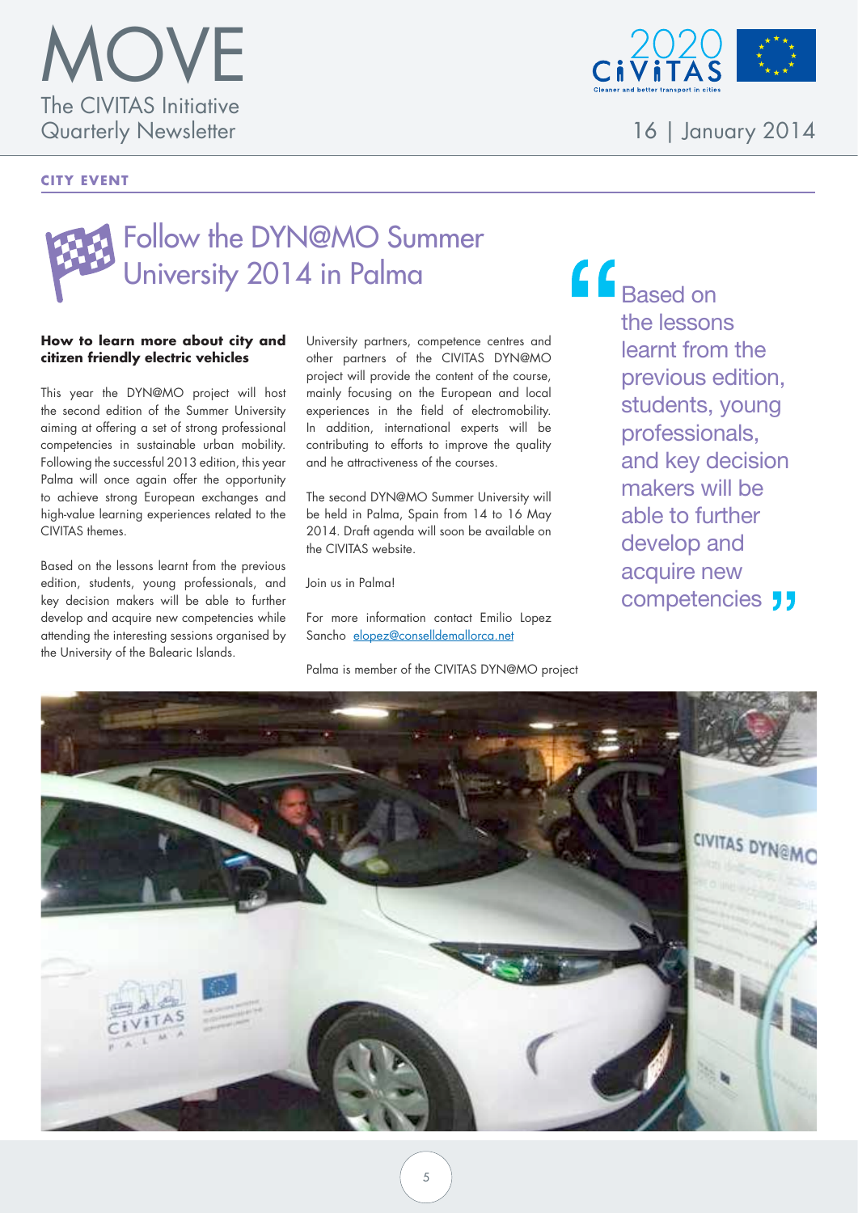**CITY EVENT**

# Follow the DYN@MO Summer University 2014 in Palma

**How to learn more about city and citizen friendly electric vehicles**

This year the DYN@MO project will host the second edition of the Summer University aiming at offering a set of strong professional competencies in sustainable urban mobility. Following the successful 2013 edition, this year Palma will once again offer the opportunity to achieve strong European exchanges and high-value learning experiences related to the CIVITAS themes.

Based on the lessons learnt from the previous edition, students, young professionals, and key decision makers will be able to further develop and acquire new competencies while attending the interesting sessions organised by the University of the Balearic Islands.

University partners, competence centres and other partners of the CIVITAS DYN@MO project will provide the content of the course, mainly focusing on the European and local experiences in the field of electromobility. In addition, international experts will be contributing to efforts to improve the quality and he attractiveness of the courses.

The second DYN@MO Summer University will be held in Palma, Spain from 14 to 16 May 2014. Draft agenda will soon be available on the CIVITAS website.

Join us in Palma!

For more information contact Emilio Lopez Sancho elopez@conselldemallorca.net

Palma is member of the CIVITAS DYN@MO project

> "Based on the lessons learnt from the previous edition, students, young professionals, and key decision makers will be able to further develop and acquire new competencies"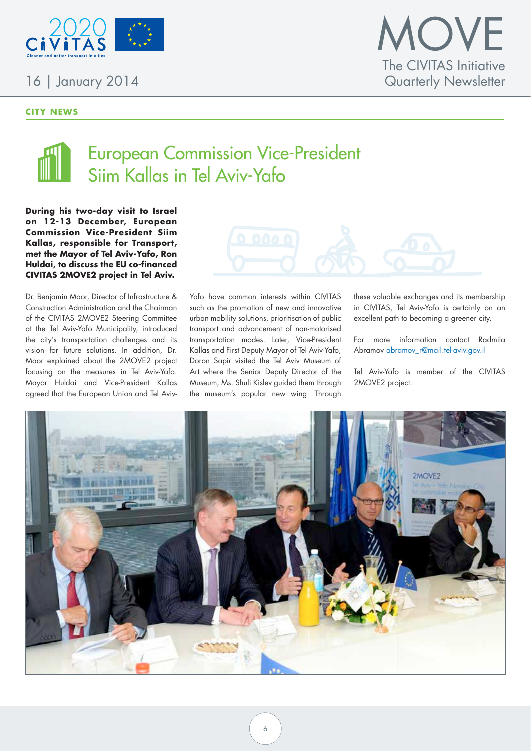**CITY NEWS**

# European Commission Vice-President Siim Kallas in Tel Aviv-Yafo

**During his two-day visit to Israel on 12-13 December, European Commission Vice-President Siim Kallas, responsible for Transport, met the Mayor of Tel Aviv-Yafo, Ron Huldai, to discuss the EU co-financed CIVITAS 2MOVE2 project in Tel Aviv.**

Dr. Benjamin Maor, Director of Infrastructure & Construction Administration and the Chairman of the CIVITAS 2MOVE2 Steering Committee at the Tel Aviv-Yafo Municipality, introduced the city's transportation challenges and its vision for future solutions. In addition, Dr. Maor explained about the 2MOVE2 project focusing on the measures in Tel Aviv-Yafo. Mayor Huldai and Vice-President Kallas agreed that the European Union and Tel Aviv-Yafo have common interests within CIVITAS such as the promotion of new and innovative urban mobility solutions, prioritisation of public transport and advancement of non-motorised transportation modes. Later, Vice-President Kallas and First Deputy Mayor of Tel Aviv-Yafo, Doron Sapir visited the Tel Aviv Museum of Art where the Senior Deputy Director of the Museum, Ms. Shuli Kislev guided them through the museum's popular new wing. Through these valuable exchanges and its membership in CIVITAS, Tel Aviv-Yafo is certainly on an excellent path to becoming a greener city.

For more information contact Radmila Abramov abramov_r@mail.tel-aviv.gov.il

Tel Aviv-Yafo is member of the CIVITAS 2MOVE2 project.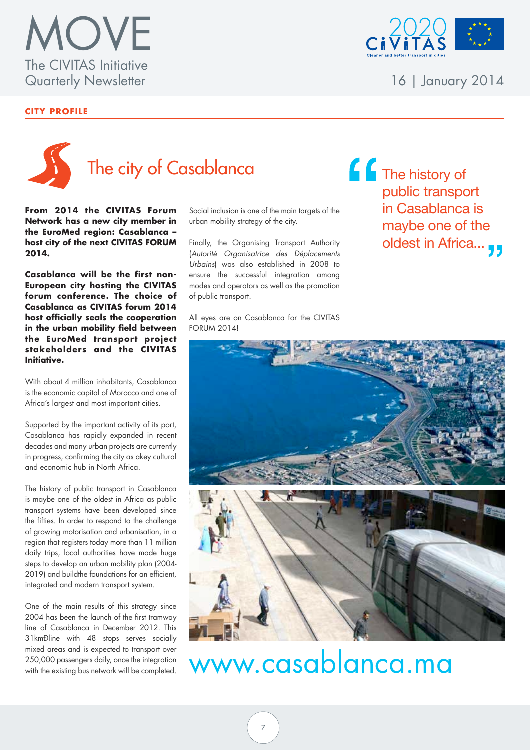**CITY PROFILE**

# The city of Casablanca

**From 2014 the CIVITAS Forum Network has a new city member in the EuroMed region: Casablanca – host city of the next CIVITAS FORUM 2014.**

**Casablanca will be the first non-European city hosting the CIVITAS forum conference. The choice of Casablanca as CIVITAS forum 2014 host officially seals the cooperation in the urban mobility field between the EuroMed transport project stakeholders and the CIVITAS Initiative.**

With about 4 million inhabitants, Casablanca is the economic capital of Morocco and one of Africa's largest and most important cities.

Supported by the important activity of its port, Casablanca has rapidly expanded in recent decades and many urban projects are currently in progress, confirming the city as akey cultural and economic hub in North Africa.

The history of public transport in Casablanca is maybe one of the oldest in Africa as public transport systems have been developed since the fifties. In order to respond to the challenge of growing motorisation and urbanisation, in a region that registers today more than 11 million daily trips, local authorities have made huge steps to develop an urban mobility plan (2004-2019) and buildthe foundations for an efficient, integrated and modern transport system.

One of the main results of this strategy since 2004 has been the launch of the first tramway line of Casablanca in December 2012. This 31kmÐline with 48 stops serves socially mixed areas and is expected to transport over 250,000 passengers daily, once the integration with the existing bus network will be completed.

Social inclusion is one of the main targets of the urban mobility strategy of the city.

Finally, the Organising Transport Authority (*Autorité Organisatrice des Déplacements Urbains*) was also established in 2008 to ensure the successful integration among modes and operators as well as the promotion of public transport.

All eyes are on Casablanca for the CIVITAS FORUM 2014!

> "The history of public transport in Casablanca is maybe one of the oldest in Africa..."

www.casablanca.ma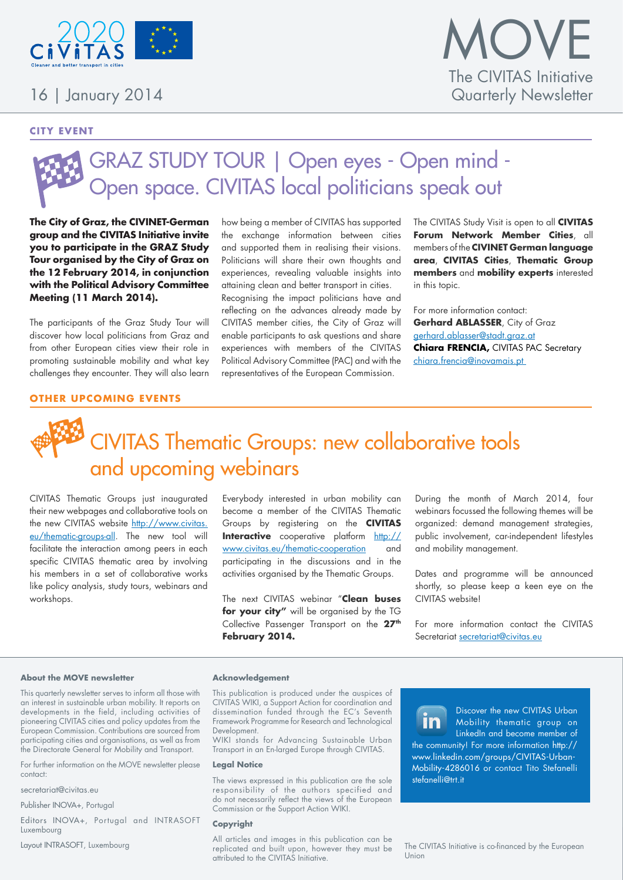## CITY EVENT

# GRAZ STUDY TOUR | Open eyes - Open mind - Open space. CIVITAS local politicians speak out

**The City of Graz, the CIVINET-German group and the CIVITAS Initiative invite you to participate in the GRAZ Study Tour organised by the City of Graz on the 12 February 2014, in conjunction with the Political Advisory Committee Meeting (11 March 2014).**

The participants of the Graz Study Tour will discover how local politicians from Graz and from other European cities view their role in promoting sustainable mobility and what key challenges they encounter. They will also learn how being a member of CIVITAS has supported the exchange information between cities and supported them in realising their visions. Politicians will share their own thoughts and experiences, revealing valuable insights into attaining clean and better transport in cities.

Recognising the impact politicians have and reflecting on the advances already made by CIVITAS member cities, the City of Graz will enable participants to ask questions and share experiences with members of the CIVITAS Political Advisory Committee (PAC) and with the representatives of the European Commission.

The CIVITAS Study Visit is open to all **CIVITAS Forum Network Member Cities**, all members of the **CIVINET German language area**, **CIVITAS Cities**, **Thematic Group members** and **mobility experts** interested in this topic.

For more information contact:
**Gerhard ABLASSER**, City of Graz
gerhard.ablasser@stadt.graz.at
**Chiara FRENCIA,** CIVITAS PAC Secretary
chiara.frencia@inovamais.pt

## OTHER UPCOMING EVENTS

# CIVITAS Thematic Groups: new collaborative tools and upcoming webinars

CIVITAS Thematic Groups just inaugurated their new webpages and collaborative tools on the new CIVITAS website http://www.civitas.eu/thematic-groups-all. The new tool will facilitate the interaction among peers in each specific CIVITAS thematic area by involving his members in a set of collaborative works like policy analysis, study tours, webinars and workshops.

Everybody interested in urban mobility can become a member of the CIVITAS Thematic Groups by registering on the **CIVITAS Interactive** cooperative platform http://www.civitas.eu/thematic-cooperation and participating in the discussions and in the activities organised by the Thematic Groups.

The next CIVITAS webinar "**Clean buses for your city"** will be organised by the TG Collective Passenger Transport on the **27th February 2014.**

During the month of March 2014, four webinars focussed the following themes will be organized: demand management strategies, public involvement, car-independent lifestyles and mobility management.

Dates and programme will be announced shortly, so please keep a keen eye on the CIVITAS website!

For more information contact the CIVITAS Secretariat secretariat@civitas.eu

**About the MOVE newsletter**

This quarterly newsletter serves to inform all those with an interest in sustainable urban mobility. It reports on developments in the field, including activities of pioneering CIVITAS cities and policy updates from the European Commission. Contributions are sourced from participating cities and organisations, as well as from the Directorate General for Mobility and Transport.

For further information on the MOVE newsletter please contact:

secretariat@civitas.eu

Publisher INOVA+, Portugal

Editors INOVA+, Portugal and INTRASOFT Luxembourg

Layout INTRASOFT, Luxembourg

**Acknowledgement**

This publication is produced under the auspices of CIVITAS WIKI, a Support Action for coordination and dissemination funded through the EC's Seventh Framework Programme for Research and Technological Development.
WIKI stands for Advancing Sustainable Urban Transport in an En-larged Europe through CIVITAS.

**Legal Notice**

The views expressed in this publication are the sole responsibility of the authors specified and do not necessarily reflect the views of the European Commission or the Support Action WIKI.

**Copyright**

All articles and images in this publication can be replicated and built upon, however they must be attributed to the CIVITAS Initiative.

Discover the new CIVITAS Urban Mobility thematic group on LinkedIn and become member of the community! For more information http://www.linkedin.com/groups/CIVITAS-Urban-Mobility-4286016 or contact Tito Stefanelli stefanelli@trt.it

The CIVITAS Initiative is co-financed by the European Union